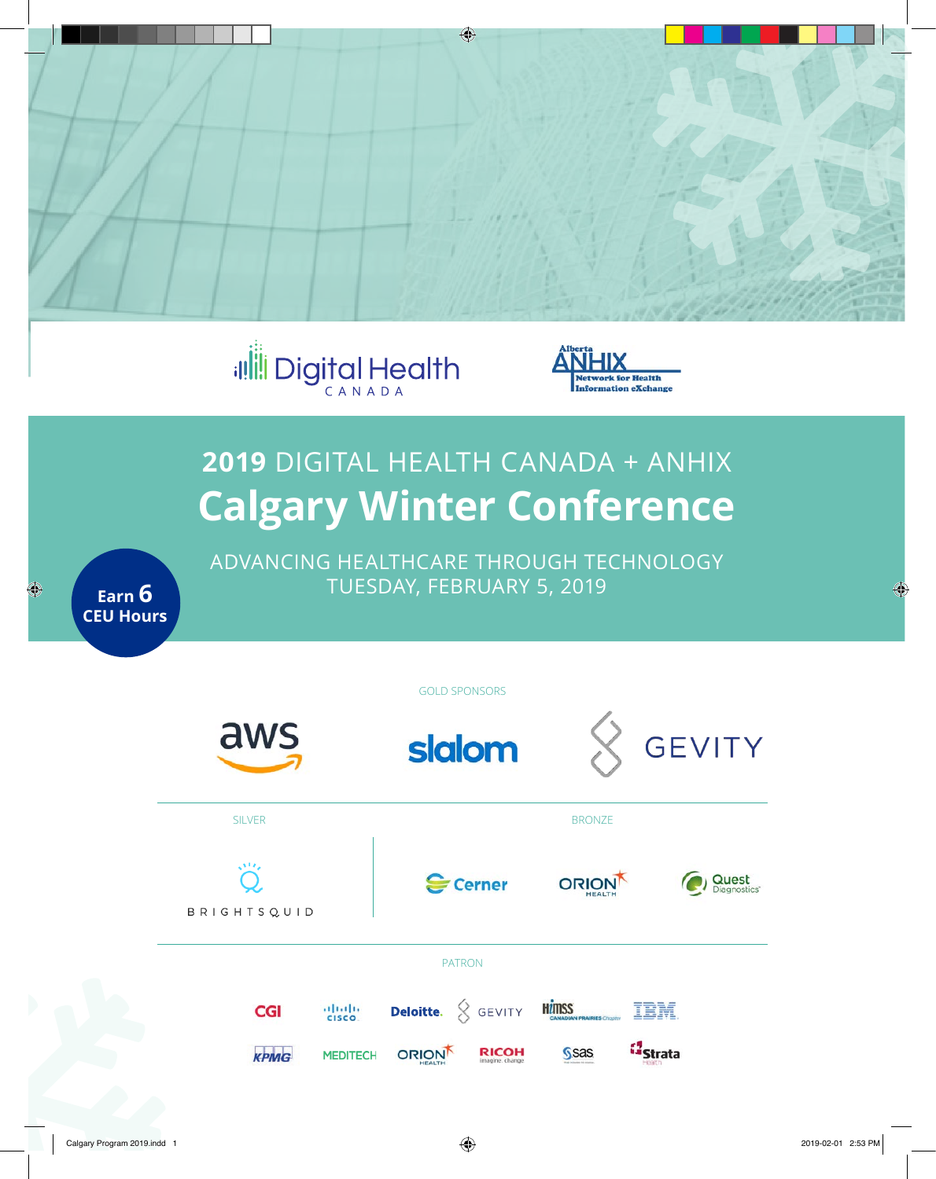Digital Health CANADA

Alberta ANHIX Network for Health Information eXchange

# 2019 DIGITAL HEALTH CANADA + ANHIX

# Calgary Winter Conference

ADVANCING HEALTHCARE THROUGH TECHNOLOGY

TUESDAY, FEBRUARY 5, 2019

**Earn 6 CEU Hours**

GOLD SPONSORS

aws | slalom | GEVITY

SILVER

BRIGHTSQUID

BRONZE

Cerner | ORION HEALTH | Quest Diagnostics

PATRON

CGI | CISCO | Deloitte. | GEVITY | HIMSS CANADIAN PRAIRIES Chapter | IBM

KPMG | MEDITECH | ORION HEALTH | RICOH imagine. change. | sas | Strata Health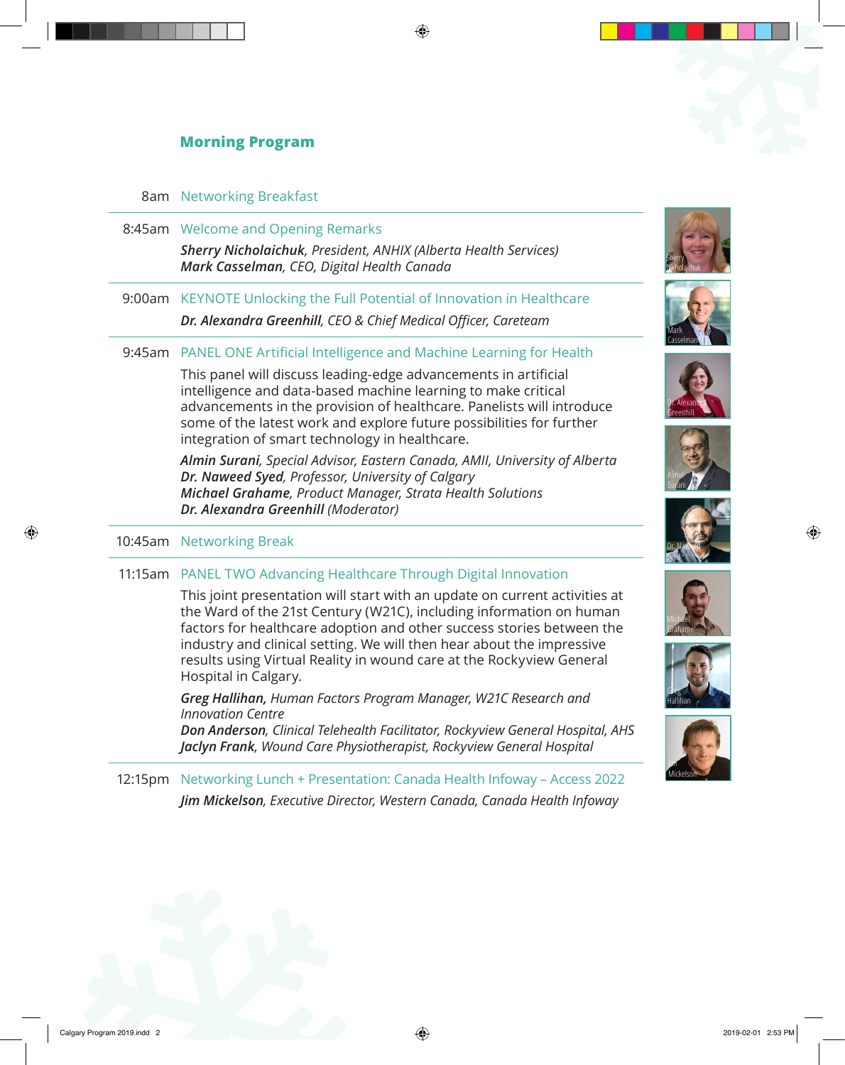## Morning Program

**8am** Networking Breakfast

---

**8:45am** Welcome and Opening Remarks

***Sherry Nicholaichuk**, President, ANHIX (Alberta Health Services)*
***Mark Casselman**, CEO, Digital Health Canada*

---

**9:00am** KEYNOTE Unlocking the Full Potential of Innovation in Healthcare

***Dr. Alexandra Greenhill**, CEO & Chief Medical Officer, Careteam*

---

**9:45am** PANEL ONE Artificial Intelligence and Machine Learning for Health

This panel will discuss leading-edge advancements in artificial intelligence and data-based machine learning to make critical advancements in the provision of healthcare. Panelists will introduce some of the latest work and explore future possibilities for further integration of smart technology in healthcare.

***Almin Surani**, Special Advisor, Eastern Canada, AMII, University of Alberta*
***Dr. Naweed Syed**, Professor, University of Calgary*
***Michael Grahame**, Product Manager, Strata Health Solutions*
***Dr. Alexandra Greenhill** (Moderator)*

---

**10:45am** Networking Break

---

**11:15am** PANEL TWO Advancing Healthcare Through Digital Innovation

This joint presentation will start with an update on current activities at the Ward of the 21st Century (W21C), including information on human factors for healthcare adoption and other success stories between the industry and clinical setting. We will then hear about the impressive results using Virtual Reality in wound care at the Rockyview General Hospital in Calgary.

***Greg Hallihan,** Human Factors Program Manager, W21C Research and Innovation Centre*
***Don Anderson**, Clinical Telehealth Facilitator, Rockyview General Hospital, AHS*
***Jaclyn Frank**, Wound Care Physiotherapist, Rockyview General Hospital*

---

**12:15pm** Networking Lunch + Presentation: Canada Health Infoway – Access 2022

***Jim Mickelson**, Executive Director, Western Canada, Canada Health Infoway*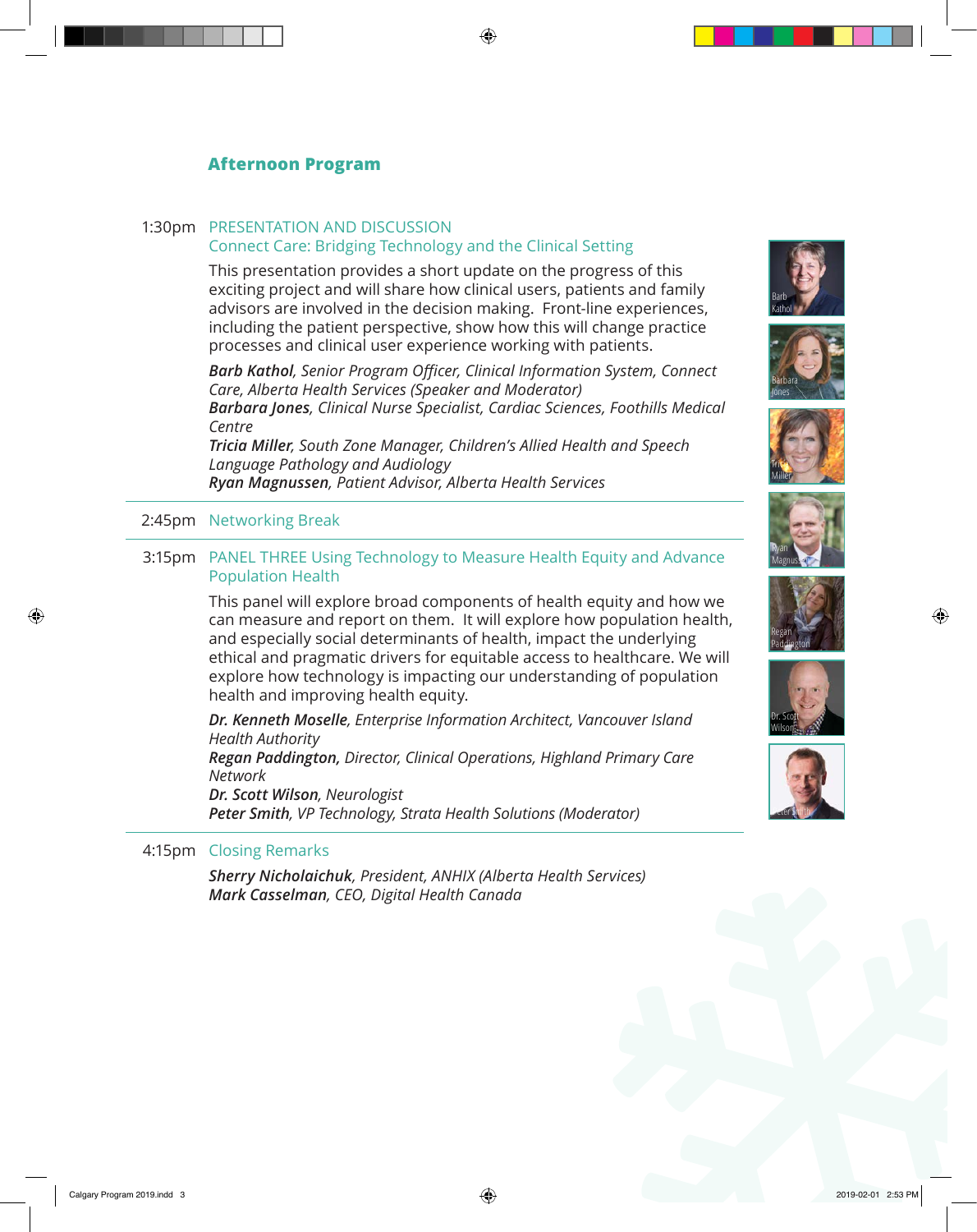## Afternoon Program

**1:30pm** PRESENTATION AND DISCUSSION
Connect Care: Bridging Technology and the Clinical Setting

This presentation provides a short update on the progress of this exciting project and will share how clinical users, patients and family advisors are involved in the decision making. Front-line experiences, including the patient perspective, show how this will change practice processes and clinical user experience working with patients.

***Barb Kathol****, Senior Program Officer, Clinical Information System, Connect Care, Alberta Health Services (Speaker and Moderator)*
***Barbara Jones****, Clinical Nurse Specialist, Cardiac Sciences, Foothills Medical Centre*
***Tricia Miller****, South Zone Manager, Children's Allied Health and Speech Language Pathology and Audiology*
***Ryan Magnussen****, Patient Advisor, Alberta Health Services*

---

**2:45pm** Networking Break

---

**3:15pm** PANEL THREE Using Technology to Measure Health Equity and Advance Population Health

This panel will explore broad components of health equity and how we can measure and report on them. It will explore how population health, and especially social determinants of health, impact the underlying ethical and pragmatic drivers for equitable access to healthcare. We will explore how technology is impacting our understanding of population health and improving health equity.

***Dr. Kenneth Moselle****, Enterprise Information Architect, Vancouver Island Health Authority*
***Regan Paddington,*** *Director, Clinical Operations, Highland Primary Care Network*
***Dr. Scott Wilson****, Neurologist*
***Peter Smith****, VP Technology, Strata Health Solutions (Moderator)*

---

**4:15pm** Closing Remarks

***Sherry Nicholaichuk****, President, ANHIX (Alberta Health Services)*
***Mark Casselman****, CEO, Digital Health Canada*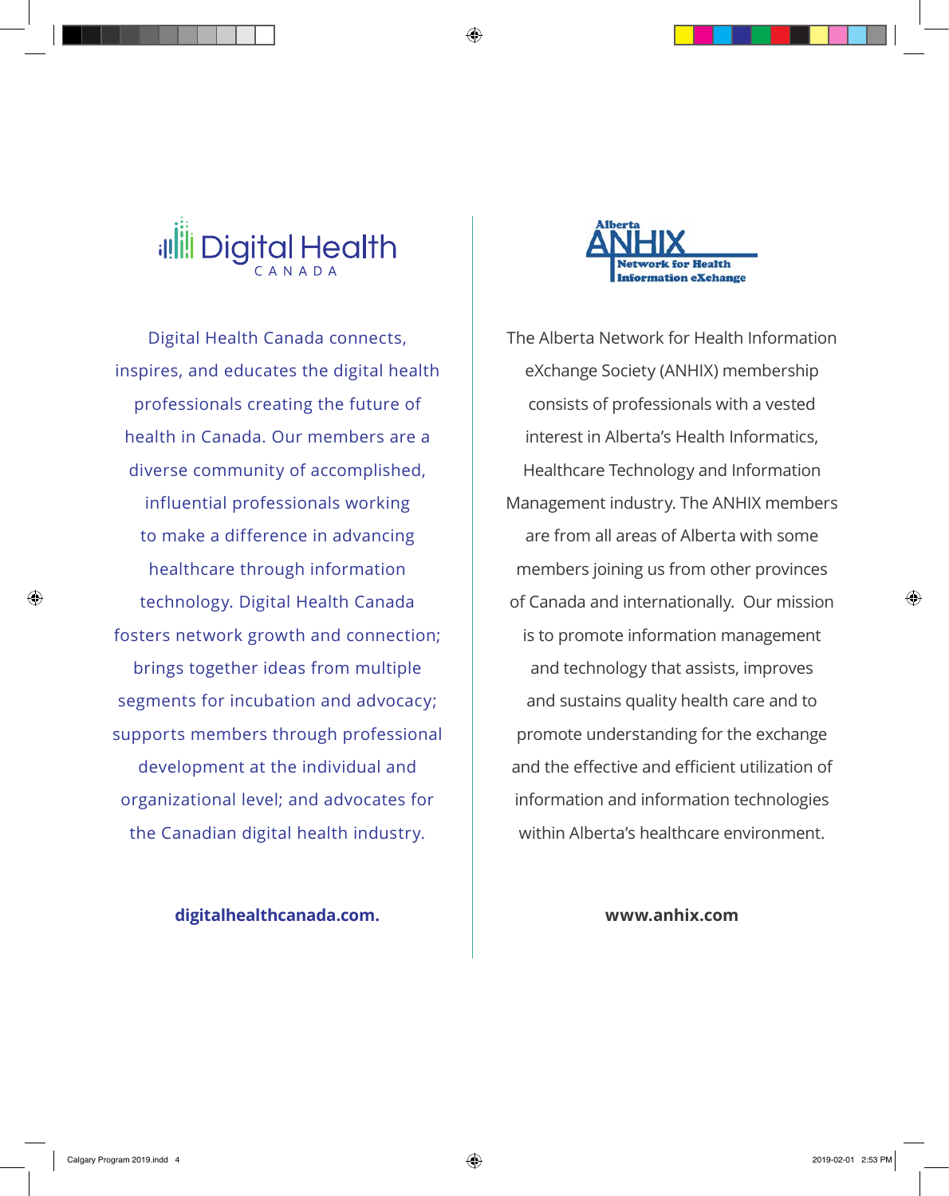Digital Health CANADA

Digital Health Canada connects, inspires, and educates the digital health professionals creating the future of health in Canada. Our members are a diverse community of accomplished, influential professionals working to make a difference in advancing healthcare through information technology. Digital Health Canada fosters network growth and connection; brings together ideas from multiple segments for incubation and advocacy; supports members through professional development at the individual and organizational level; and advocates for the Canadian digital health industry.

**digitalhealthcanada.com.**

Alberta ANHIX Network for Health Information eXchange

The Alberta Network for Health Information eXchange Society (ANHIX) membership consists of professionals with a vested interest in Alberta's Health Informatics, Healthcare Technology and Information Management industry. The ANHIX members are from all areas of Alberta with some members joining us from other provinces of Canada and internationally. Our mission is to promote information management and technology that assists, improves and sustains quality health care and to promote understanding for the exchange and the effective and efficient utilization of information and information technologies within Alberta's healthcare environment.

**www.anhix.com**